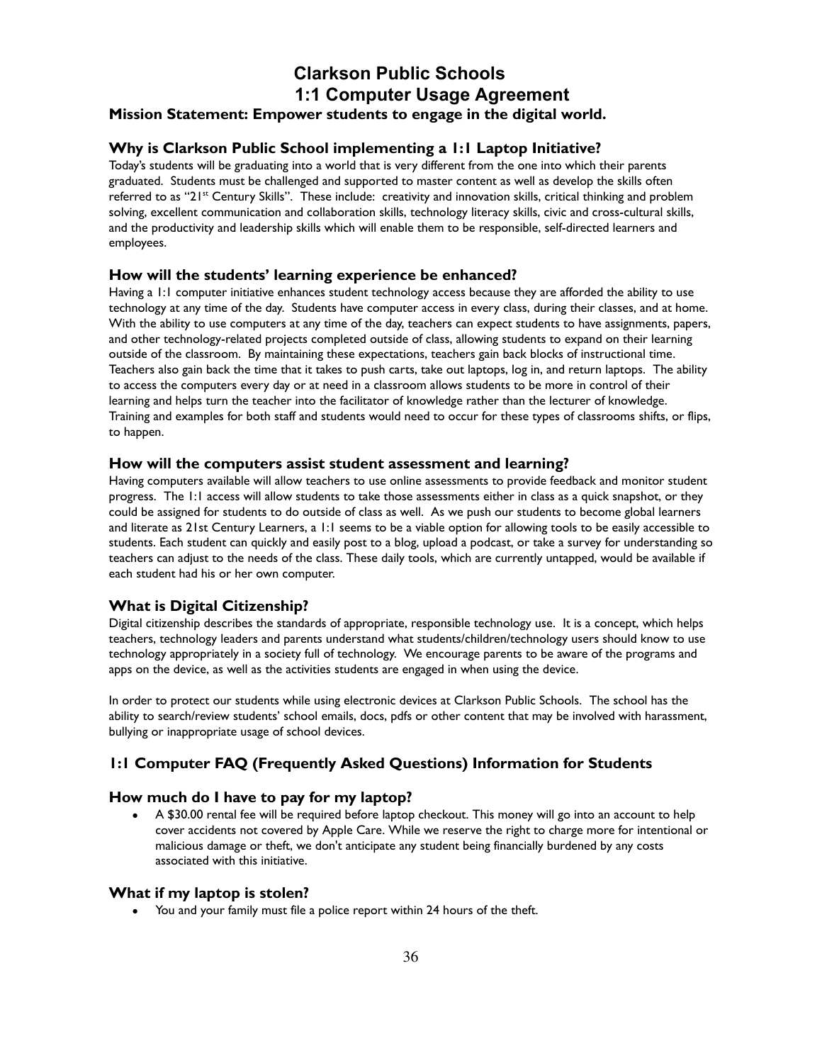# Clarkson Public Schools
# 1:1 Computer Usage Agreement

**Mission Statement: Empower students to engage in the digital world.**

## Why is Clarkson Public School implementing a 1:1 Laptop Initiative?

Today's students will be graduating into a world that is very different from the one into which their parents graduated. Students must be challenged and supported to master content as well as develop the skills often referred to as "21st Century Skills". These include: creativity and innovation skills, critical thinking and problem solving, excellent communication and collaboration skills, technology literacy skills, civic and cross-cultural skills, and the productivity and leadership skills which will enable them to be responsible, self-directed learners and employees.

## How will the students' learning experience be enhanced?

Having a 1:1 computer initiative enhances student technology access because they are afforded the ability to use technology at any time of the day. Students have computer access in every class, during their classes, and at home. With the ability to use computers at any time of the day, teachers can expect students to have assignments, papers, and other technology-related projects completed outside of class, allowing students to expand on their learning outside of the classroom. By maintaining these expectations, teachers gain back blocks of instructional time. Teachers also gain back the time that it takes to push carts, take out laptops, log in, and return laptops. The ability to access the computers every day or at need in a classroom allows students to be more in control of their learning and helps turn the teacher into the facilitator of knowledge rather than the lecturer of knowledge. Training and examples for both staff and students would need to occur for these types of classrooms shifts, or flips, to happen.

## How will the computers assist student assessment and learning?

Having computers available will allow teachers to use online assessments to provide feedback and monitor student progress. The 1:1 access will allow students to take those assessments either in class as a quick snapshot, or they could be assigned for students to do outside of class as well. As we push our students to become global learners and literate as 21st Century Learners, a 1:1 seems to be a viable option for allowing tools to be easily accessible to students. Each student can quickly and easily post to a blog, upload a podcast, or take a survey for understanding so teachers can adjust to the needs of the class. These daily tools, which are currently untapped, would be available if each student had his or her own computer.

## What is Digital Citizenship?

Digital citizenship describes the standards of appropriate, responsible technology use. It is a concept, which helps teachers, technology leaders and parents understand what students/children/technology users should know to use technology appropriately in a society full of technology. We encourage parents to be aware of the programs and apps on the device, as well as the activities students are engaged in when using the device.

In order to protect our students while using electronic devices at Clarkson Public Schools. The school has the ability to search/review students' school emails, docs, pdfs or other content that may be involved with harassment, bullying or inappropriate usage of school devices.

## 1:1 Computer FAQ (Frequently Asked Questions) Information for Students

### How much do I have to pay for my laptop?

- A $30.00 rental fee will be required before laptop checkout. This money will go into an account to help cover accidents not covered by Apple Care. While we reserve the right to charge more for intentional or malicious damage or theft, we don't anticipate any student being financially burdened by any costs associated with this initiative.

### What if my laptop is stolen?

- You and your family must file a police report within 24 hours of the theft.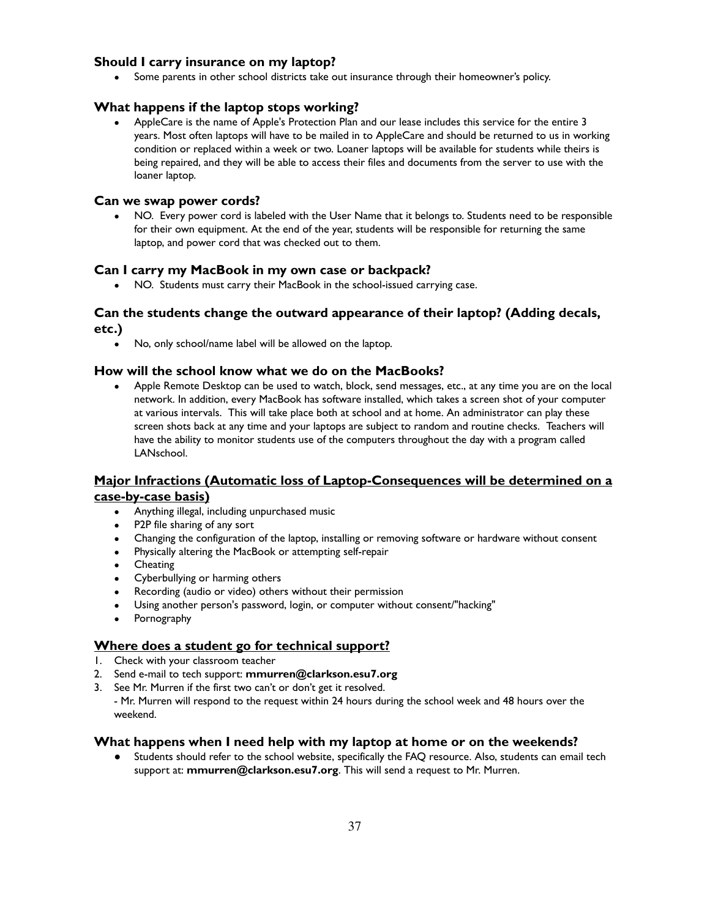### Should I carry insurance on my laptop?

- Some parents in other school districts take out insurance through their homeowner's policy.

### What happens if the laptop stops working?

- AppleCare is the name of Apple's Protection Plan and our lease includes this service for the entire 3 years. Most often laptops will have to be mailed in to AppleCare and should be returned to us in working condition or replaced within a week or two. Loaner laptops will be available for students while theirs is being repaired, and they will be able to access their files and documents from the server to use with the loaner laptop.

### Can we swap power cords?

- NO. Every power cord is labeled with the User Name that it belongs to. Students need to be responsible for their own equipment. At the end of the year, students will be responsible for returning the same laptop, and power cord that was checked out to them.

### Can I carry my MacBook in my own case or backpack?

- NO. Students must carry their MacBook in the school-issued carrying case.

### Can the students change the outward appearance of their laptop? (Adding decals, etc.)

- No, only school/name label will be allowed on the laptop.

### How will the school know what we do on the MacBooks?

- Apple Remote Desktop can be used to watch, block, send messages, etc., at any time you are on the local network. In addition, every MacBook has software installed, which takes a screen shot of your computer at various intervals. This will take place both at school and at home. An administrator can play these screen shots back at any time and your laptops are subject to random and routine checks. Teachers will have the ability to monitor students use of the computers throughout the day with a program called LANschool.

### Major Infractions (Automatic loss of Laptop-Consequences will be determined on a case-by-case basis)

- Anything illegal, including unpurchased music
- P2P file sharing of any sort
- Changing the configuration of the laptop, installing or removing software or hardware without consent
- Physically altering the MacBook or attempting self-repair
- Cheating
- Cyberbullying or harming others
- Recording (audio or video) others without their permission
- Using another person's password, login, or computer without consent/"hacking"
- Pornography

### Where does a student go for technical support?

1. Check with your classroom teacher
2. Send e-mail to tech support: **mmurren@clarkson.esu7.org**
3. See Mr. Murren if the first two can't or don't get it resolved.
   - Mr. Murren will respond to the request within 24 hours during the school week and 48 hours over the weekend.

### What happens when I need help with my laptop at home or on the weekends?

- Students should refer to the school website, specifically the FAQ resource. Also, students can email tech support at: **mmurren@clarkson.esu7.org**. This will send a request to Mr. Murren.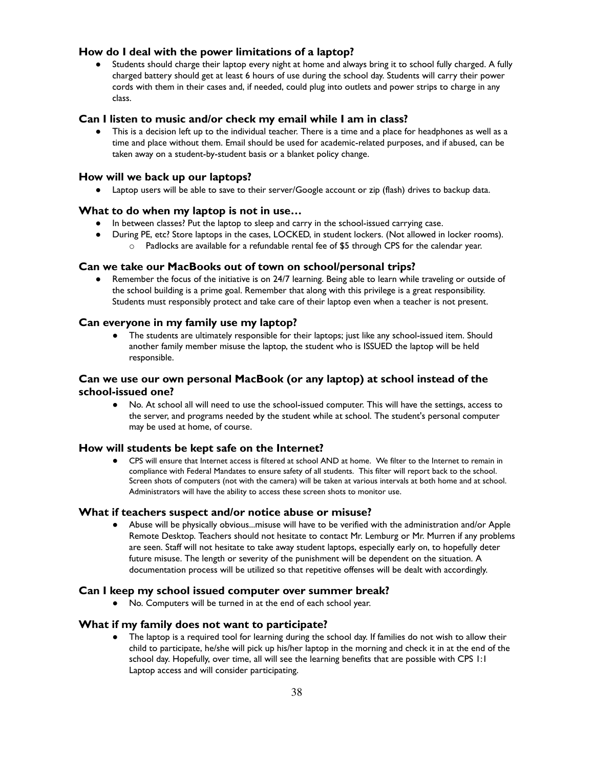### How do I deal with the power limitations of a laptop?

- Students should charge their laptop every night at home and always bring it to school fully charged. A fully charged battery should get at least 6 hours of use during the school day. Students will carry their power cords with them in their cases and, if needed, could plug into outlets and power strips to charge in any class.

### Can I listen to music and/or check my email while I am in class?

- This is a decision left up to the individual teacher. There is a time and a place for headphones as well as a time and place without them. Email should be used for academic-related purposes, and if abused, can be taken away on a student-by-student basis or a blanket policy change.

### How will we back up our laptops?

- Laptop users will be able to save to their server/Google account or zip (flash) drives to backup data.

### What to do when my laptop is not in use…

- In between classes? Put the laptop to sleep and carry in the school-issued carrying case.
- During PE, etc? Store laptops in the cases, LOCKED, in student lockers. (Not allowed in locker rooms).
  - Padlocks are available for a refundable rental fee of $5 through CPS for the calendar year.

### Can we take our MacBooks out of town on school/personal trips?

- Remember the focus of the initiative is on 24/7 learning. Being able to learn while traveling or outside of the school building is a prime goal. Remember that along with this privilege is a great responsibility. Students must responsibly protect and take care of their laptop even when a teacher is not present.

### Can everyone in my family use my laptop?

- The students are ultimately responsible for their laptops; just like any school-issued item. Should another family member misuse the laptop, the student who is ISSUED the laptop will be held responsible.

### Can we use our own personal MacBook (or any laptop) at school instead of the school-issued one?

- No. At school all will need to use the school-issued computer. This will have the settings, access to the server, and programs needed by the student while at school. The student's personal computer may be used at home, of course.

### How will students be kept safe on the Internet?

- CPS will ensure that Internet access is filtered at school AND at home. We filter to the Internet to remain in compliance with Federal Mandates to ensure safety of all students. This filter will report back to the school. Screen shots of computers (not with the camera) will be taken at various intervals at both home and at school. Administrators will have the ability to access these screen shots to monitor use.

### What if teachers suspect and/or notice abuse or misuse?

- Abuse will be physically obvious...misuse will have to be verified with the administration and/or Apple Remote Desktop. Teachers should not hesitate to contact Mr. Lemburg or Mr. Murren if any problems are seen. Staff will not hesitate to take away student laptops, especially early on, to hopefully deter future misuse. The length or severity of the punishment will be dependent on the situation. A documentation process will be utilized so that repetitive offenses will be dealt with accordingly.

### Can I keep my school issued computer over summer break?

- No. Computers will be turned in at the end of each school year.

### What if my family does not want to participate?

- The laptop is a required tool for learning during the school day. If families do not wish to allow their child to participate, he/she will pick up his/her laptop in the morning and check it in at the end of the school day. Hopefully, over time, all will see the learning benefits that are possible with CPS 1:1 Laptop access and will consider participating.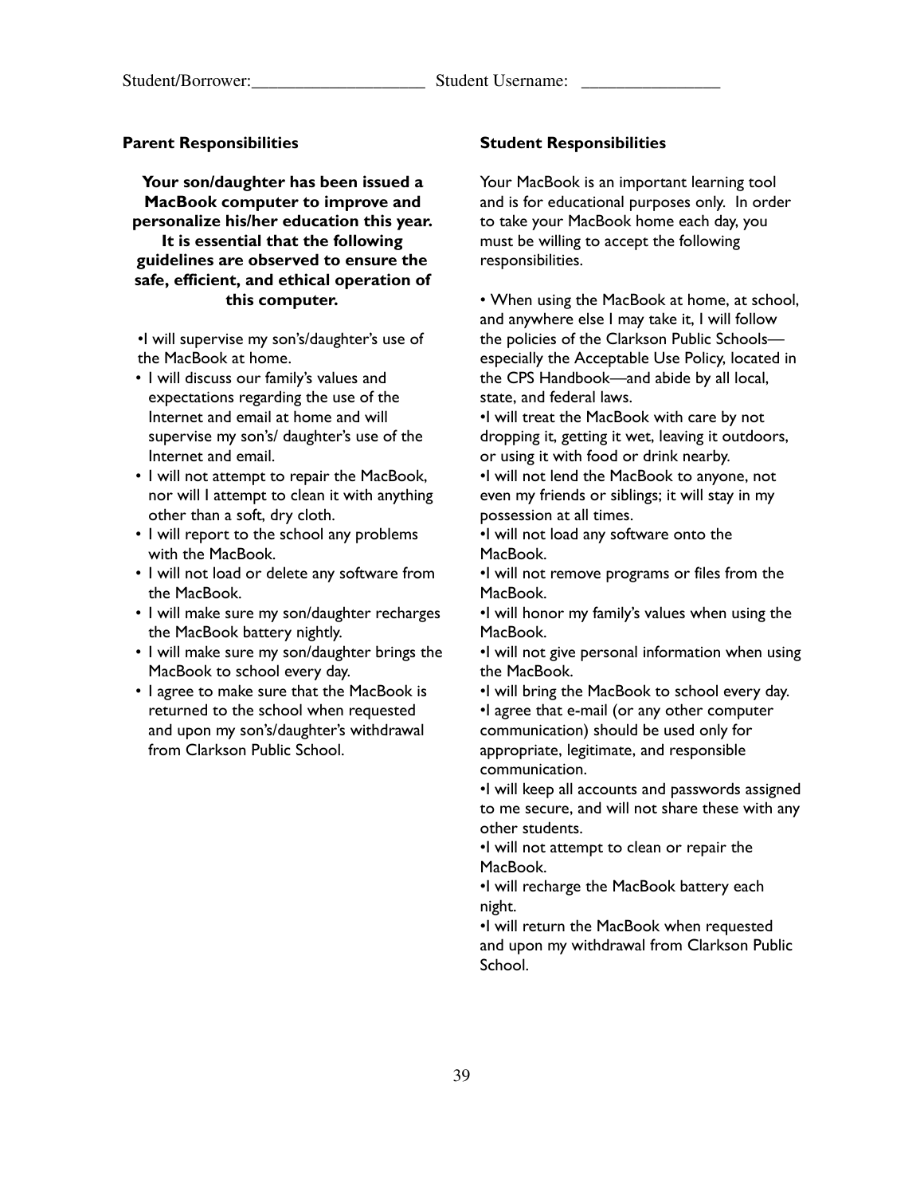Student/Borrower:____________________ Student Username: ________________

**Parent Responsibilities**

**Your son/daughter has been issued a MacBook computer to improve and personalize his/her education this year. It is essential that the following guidelines are observed to ensure the safe, efficient, and ethical operation of this computer.**

- I will supervise my son's/daughter's use of the MacBook at home.
- I will discuss our family's values and expectations regarding the use of the Internet and email at home and will supervise my son's/ daughter's use of the Internet and email.
- I will not attempt to repair the MacBook, nor will I attempt to clean it with anything other than a soft, dry cloth.
- I will report to the school any problems with the MacBook.
- I will not load or delete any software from the MacBook.
- I will make sure my son/daughter recharges the MacBook battery nightly.
- I will make sure my son/daughter brings the MacBook to school every day.
- I agree to make sure that the MacBook is returned to the school when requested and upon my son's/daughter's withdrawal from Clarkson Public School.

**Student Responsibilities**

Your MacBook is an important learning tool and is for educational purposes only. In order to take your MacBook home each day, you must be willing to accept the following responsibilities.

- When using the MacBook at home, at school, and anywhere else I may take it, I will follow the policies of the Clarkson Public Schools—especially the Acceptable Use Policy, located in the CPS Handbook—and abide by all local, state, and federal laws.
- I will treat the MacBook with care by not dropping it, getting it wet, leaving it outdoors, or using it with food or drink nearby.
- I will not lend the MacBook to anyone, not even my friends or siblings; it will stay in my possession at all times.
- I will not load any software onto the MacBook.
- I will not remove programs or files from the MacBook.
- I will honor my family's values when using the MacBook.
- I will not give personal information when using the MacBook.
- I will bring the MacBook to school every day.
- I agree that e-mail (or any other computer communication) should be used only for appropriate, legitimate, and responsible communication.
- I will keep all accounts and passwords assigned to me secure, and will not share these with any other students.
- I will not attempt to clean or repair the MacBook.
- I will recharge the MacBook battery each night.
- I will return the MacBook when requested and upon my withdrawal from Clarkson Public School.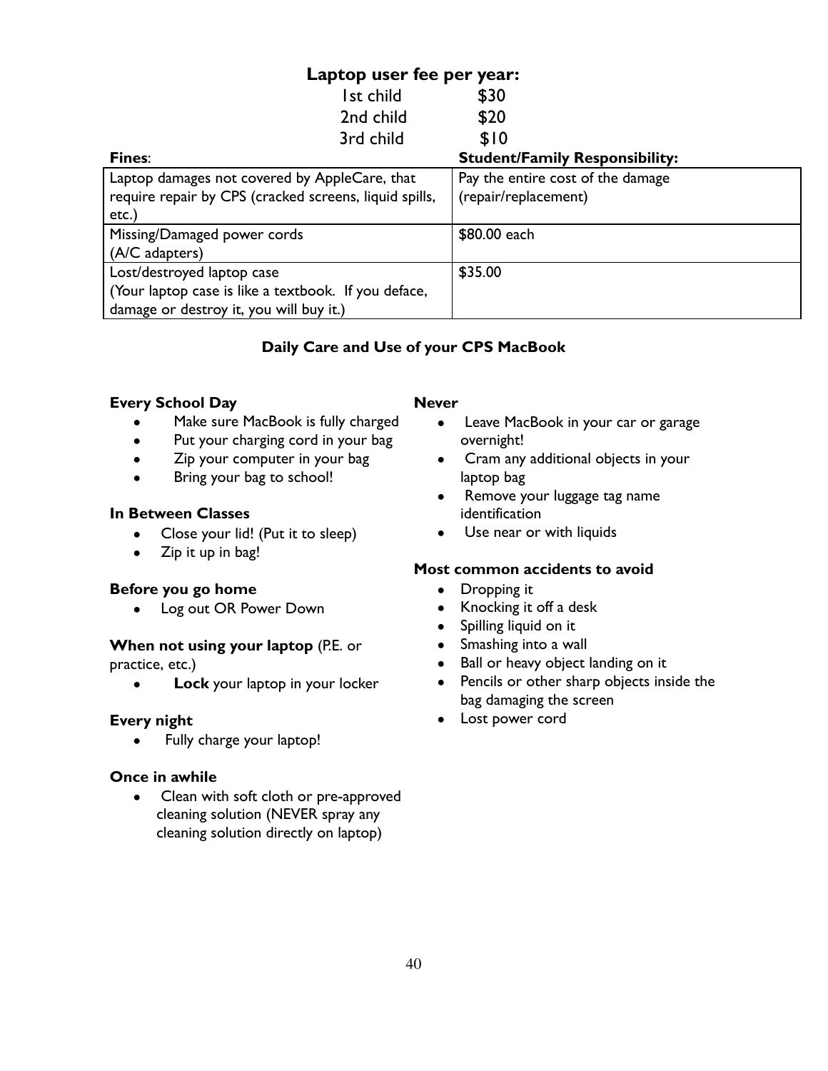## Laptop user fee per year:

| | |
|---|---|
| 1st child | $30 |
| 2nd child | $20 |
| 3rd child | $10 |

| **Fines**: | **Student/Family Responsibility:** |
|---|---|
| Laptop damages not covered by AppleCare, that require repair by CPS (cracked screens, liquid spills, etc.) | Pay the entire cost of the damage (repair/replacement) |
| Missing/Damaged power cords (A/C adapters) | $80.00 each |
| Lost/destroyed laptop case (Your laptop case is like a textbook. If you deface, damage or destroy it, you will buy it.) | $35.00 |

### Daily Care and Use of your CPS MacBook

**Every School Day**

- Make sure MacBook is fully charged
- Put your charging cord in your bag
- Zip your computer in your bag
- Bring your bag to school!

**In Between Classes**

- Close your lid! (Put it to sleep)
- Zip it up in bag!

**Before you go home**

- Log out OR Power Down

**When not using your laptop** (P.E. or practice, etc.)

- **Lock** your laptop in your locker

**Every night**

- Fully charge your laptop!

**Once in awhile**

- Clean with soft cloth or pre-approved cleaning solution (NEVER spray any cleaning solution directly on laptop)

**Never**

- Leave MacBook in your car or garage overnight!
- Cram any additional objects in your laptop bag
- Remove your luggage tag name identification
- Use near or with liquids

**Most common accidents to avoid**

- Dropping it
- Knocking it off a desk
- Spilling liquid on it
- Smashing into a wall
- Ball or heavy object landing on it
- Pencils or other sharp objects inside the bag damaging the screen
- Lost power cord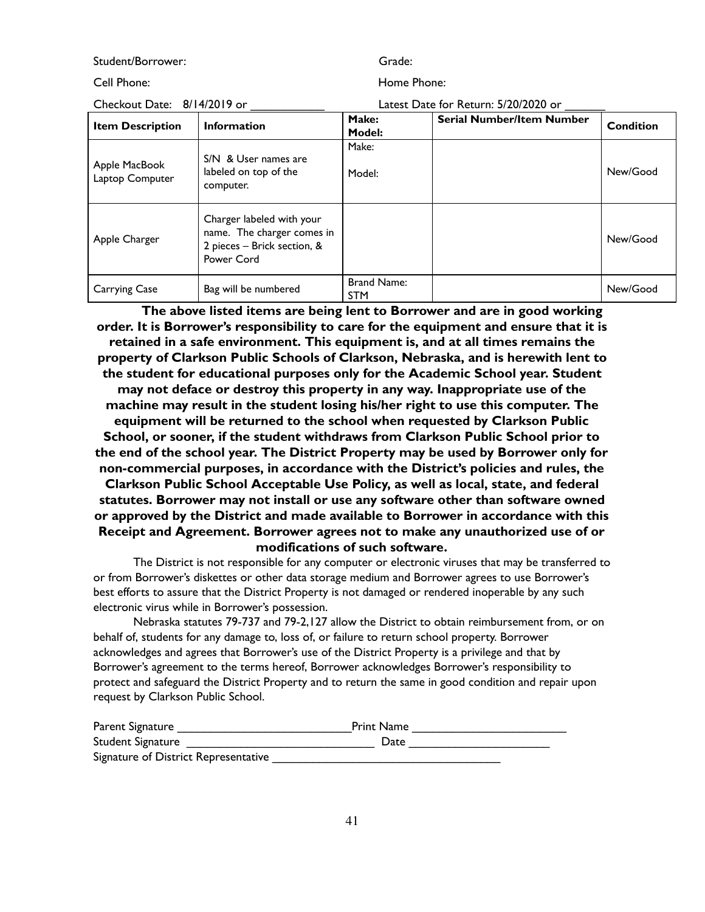Student/Borrower: Grade:

Cell Phone: Home Phone:

Checkout Date: 8/14/2019 or ___________ Latest Date for Return: 5/20/2020 or ______

| Item Description | Information | Make: Model: | Serial Number/Item Number | Condition |
|---|---|---|---|---|
| Apple MacBook Laptop Computer | S/N & User names are labeled on top of the computer. | Make: Model: | | New/Good |
| Apple Charger | Charger labeled with your name. The charger comes in 2 pieces – Brick section, & Power Cord | | | New/Good |
| Carrying Case | Bag will be numbered | Brand Name: STM | | New/Good |

**The above listed items are being lent to Borrower and are in good working order. It is Borrower's responsibility to care for the equipment and ensure that it is retained in a safe environment. This equipment is, and at all times remains the property of Clarkson Public Schools of Clarkson, Nebraska, and is herewith lent to the student for educational purposes only for the Academic School year. Student may not deface or destroy this property in any way. Inappropriate use of the machine may result in the student losing his/her right to use this computer. The equipment will be returned to the school when requested by Clarkson Public School, or sooner, if the student withdraws from Clarkson Public School prior to the end of the school year. The District Property may be used by Borrower only for non-commercial purposes, in accordance with the District's policies and rules, the Clarkson Public School Acceptable Use Policy, as well as local, state, and federal statutes. Borrower may not install or use any software other than software owned or approved by the District and made available to Borrower in accordance with this Receipt and Agreement. Borrower agrees not to make any unauthorized use of or modifications of such software.**

The District is not responsible for any computer or electronic viruses that may be transferred to or from Borrower's diskettes or other data storage medium and Borrower agrees to use Borrower's best efforts to assure that the District Property is not damaged or rendered inoperable by any such electronic virus while in Borrower's possession.

Nebraska statutes 79-737 and 79-2,127 allow the District to obtain reimbursement from, or on behalf of, students for any damage to, loss of, or failure to return school property. Borrower acknowledges and agrees that Borrower's use of the District Property is a privilege and that by Borrower's agreement to the terms hereof, Borrower acknowledges Borrower's responsibility to protect and safeguard the District Property and to return the same in good condition and repair upon request by Clarkson Public School.

Parent Signature ___________________________ Print Name _______________________

Student Signature _____________________________ Date _____________________

Signature of District Representative __________________________________